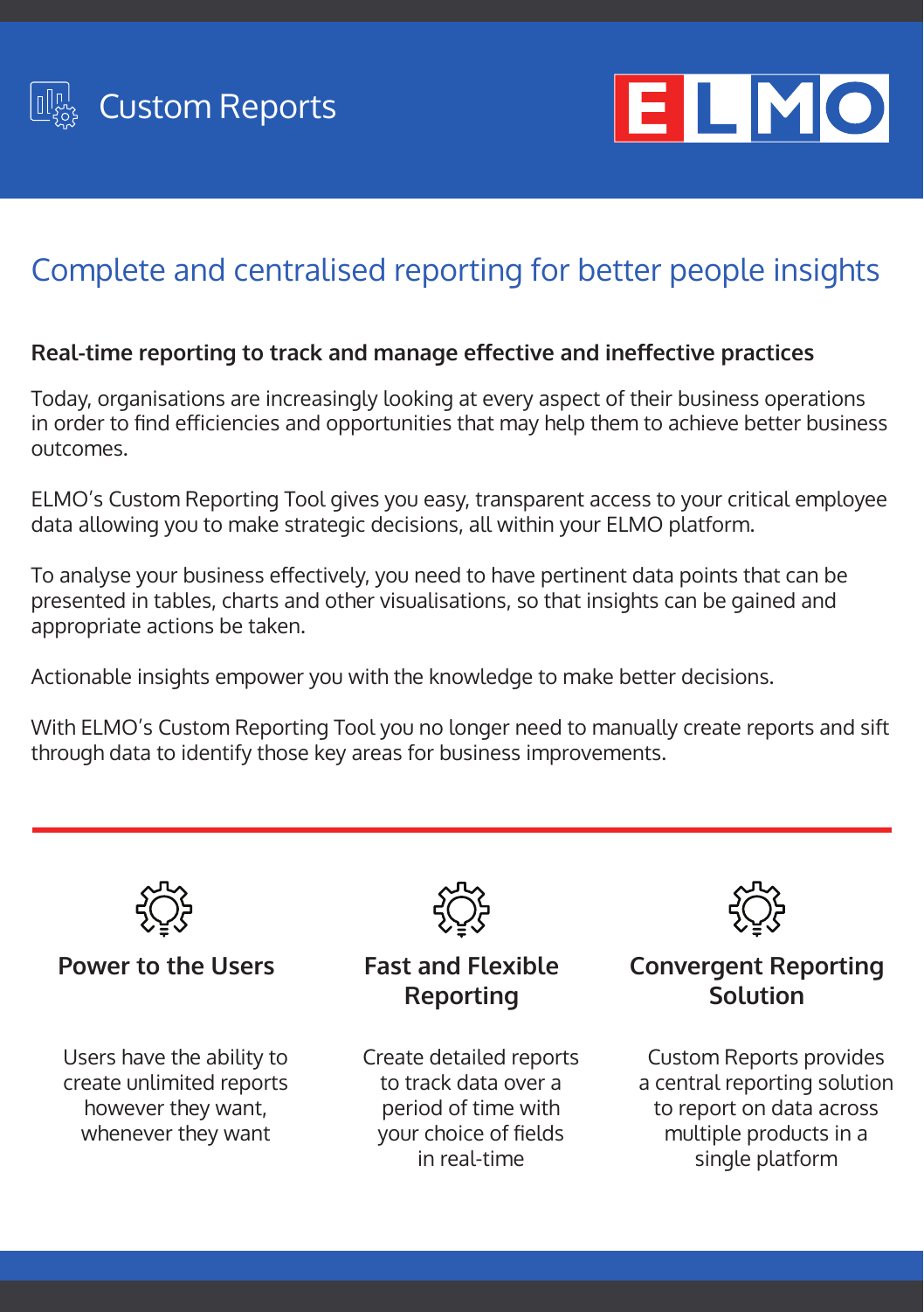# Custom Reports

ELMO

## Complete and centralised reporting for better people insights

**Real-time reporting to track and manage effective and ineffective practices**

Today, organisations are increasingly looking at every aspect of their business operations in order to find efficiencies and opportunities that may help them to achieve better business outcomes.

ELMO's Custom Reporting Tool gives you easy, transparent access to your critical employee data allowing you to make strategic decisions, all within your ELMO platform.

To analyse your business effectively, you need to have pertinent data points that can be presented in tables, charts and other visualisations, so that insights can be gained and appropriate actions be taken.

Actionable insights empower you with the knowledge to make better decisions.

With ELMO's Custom Reporting Tool you no longer need to manually create reports and sift through data to identify those key areas for business improvements.

---

### Power to the Users

Users have the ability to create unlimited reports however they want, whenever they want

### Fast and Flexible Reporting

Create detailed reports to track data over a period of time with your choice of fields in real-time

### Convergent Reporting Solution

Custom Reports provides a central reporting solution to report on data across multiple products in a single platform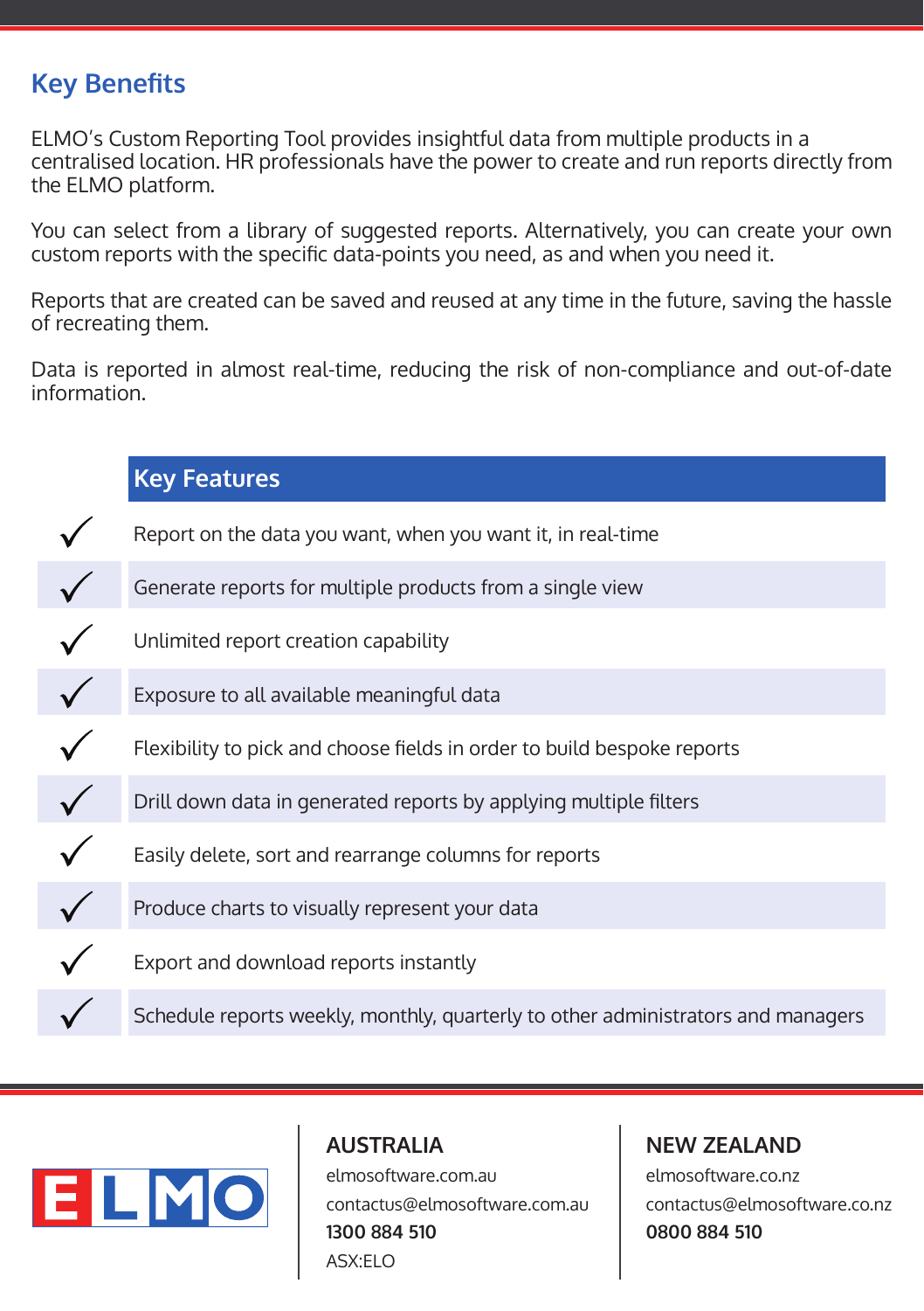## Key Benefits

ELMO's Custom Reporting Tool provides insightful data from multiple products in a centralised location. HR professionals have the power to create and run reports directly from the ELMO platform.

You can select from a library of suggested reports. Alternatively, you can create your own custom reports with the specific data-points you need, as and when you need it.

Reports that are created can be saved and reused at any time in the future, saving the hassle of recreating them.

Data is reported in almost real-time, reducing the risk of non-compliance and out-of-date information.

| | Key Features |
|---|---|
| ✓ | Report on the data you want, when you want it, in real-time |
| ✓ | Generate reports for multiple products from a single view |
| ✓ | Unlimited report creation capability |
| ✓ | Exposure to all available meaningful data |
| ✓ | Flexibility to pick and choose fields in order to build bespoke reports |
| ✓ | Drill down data in generated reports by applying multiple filters |
| ✓ | Easily delete, sort and rearrange columns for reports |
| ✓ | Produce charts to visually represent your data |
| ✓ | Export and download reports instantly |
| ✓ | Schedule reports weekly, monthly, quarterly to other administrators and managers |

ELMO

**AUSTRALIA**
elmosoftware.com.au
contactus@elmosoftware.com.au
**1300 884 510**
ASX:ELO

**NEW ZEALAND**
elmosoftware.co.nz
contactus@elmosoftware.co.nz
**0800 884 510**